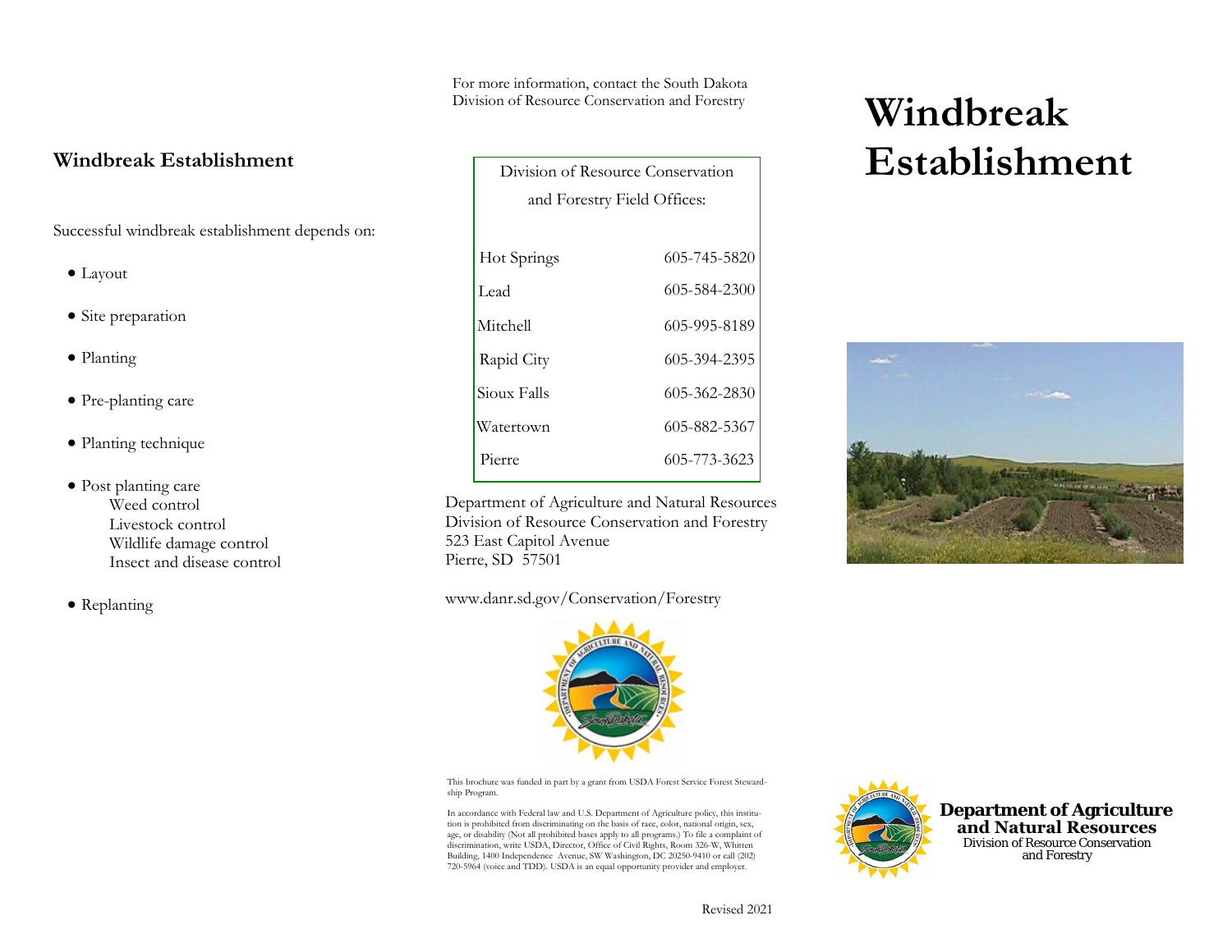## Windbreak Establishment

Successful windbreak establishment depends on:

- Layout
- Site preparation
- Planting
- Pre-planting care
- Planting technique
- Post planting care
  - Weed control
  - Livestock control
  - Wildlife damage control
  - Insect and disease control
- Replanting

For more information, contact the South Dakota Division of Resource Conservation and Forestry

| Division of Resource Conservation and Forestry Field Offices: | |
|---|---|
| Hot Springs | 605-745-5820 |
| Lead | 605-584-2300 |
| Mitchell | 605-995-8189 |
| Rapid City | 605-394-2395 |
| Sioux Falls | 605-362-2830 |
| Watertown | 605-882-5367 |
| Pierre | 605-773-3623 |

Department of Agriculture and Natural Resources
Division of Resource Conservation and Forestry
523 East Capitol Avenue
Pierre, SD 57501

www.danr.sd.gov/Conservation/Forestry

This brochure was funded in part by a grant from USDA Forest Service Forest Stewardship Program.

In accordance with Federal law and U.S. Department of Agriculture policy, this institution is prohibited from discriminating on the basis of race, color, national origin, sex, age, or disability (Not all prohibited bases apply to all programs.) To file a complaint of discrimination, write USDA, Director, Office of Civil Rights, Room 326-W, Whitten Building, 1400 Independence Avenue, SW Washington, DC 20250-9410 or call (202) 720-5964 (voice and TDD). USDA is an equal opportunity provider and employer.

Revised 2021

# Windbreak Establishment

**Department of Agriculture and Natural Resources**
Division of Resource Conservation and Forestry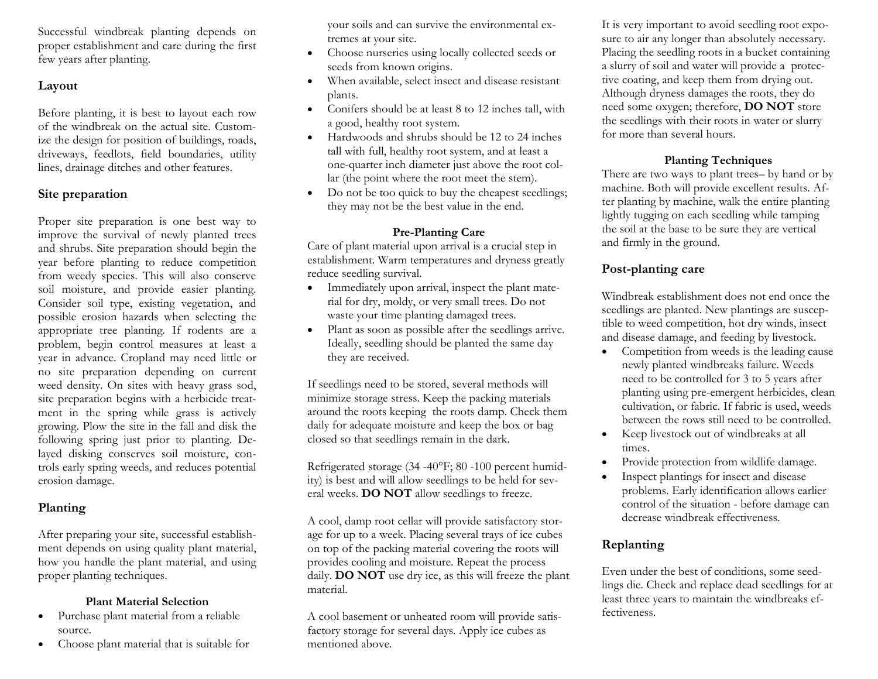Successful windbreak planting depends on proper establishment and care during the first few years after planting.

## Layout

Before planting, it is best to layout each row of the windbreak on the actual site. Customize the design for position of buildings, roads, driveways, feedlots, field boundaries, utility lines, drainage ditches and other features.

## Site preparation

Proper site preparation is one best way to improve the survival of newly planted trees and shrubs. Site preparation should begin the year before planting to reduce competition from weedy species. This will also conserve soil moisture, and provide easier planting. Consider soil type, existing vegetation, and possible erosion hazards when selecting the appropriate tree planting. If rodents are a problem, begin control measures at least a year in advance. Cropland may need little or no site preparation depending on current weed density. On sites with heavy grass sod, site preparation begins with a herbicide treatment in the spring while grass is actively growing. Plow the site in the fall and disk the following spring just prior to planting. Delayed disking conserves soil moisture, controls early spring weeds, and reduces potential erosion damage.

## Planting

After preparing your site, successful establishment depends on using quality plant material, how you handle the plant material, and using proper planting techniques.

### Plant Material Selection

- Purchase plant material from a reliable source.
- Choose plant material that is suitable for your soils and can survive the environmental extremes at your site.
- Choose nurseries using locally collected seeds or seeds from known origins.
- When available, select insect and disease resistant plants.
- Conifers should be at least 8 to 12 inches tall, with a good, healthy root system.
- Hardwoods and shrubs should be 12 to 24 inches tall with full, healthy root system, and at least a one-quarter inch diameter just above the root collar (the point where the root meet the stem).
- Do not be too quick to buy the cheapest seedlings; they may not be the best value in the end.

### Pre-Planting Care

Care of plant material upon arrival is a crucial step in establishment. Warm temperatures and dryness greatly reduce seedling survival.

- Immediately upon arrival, inspect the plant material for dry, moldy, or very small trees. Do not waste your time planting damaged trees.
- Plant as soon as possible after the seedlings arrive. Ideally, seedling should be planted the same day they are received.

If seedlings need to be stored, several methods will minimize storage stress. Keep the packing materials around the roots keeping the roots damp. Check them daily for adequate moisture and keep the box or bag closed so that seedlings remain in the dark.

Refrigerated storage (34 -40°F; 80 -100 percent humidity) is best and will allow seedlings to be held for several weeks. **DO NOT** allow seedlings to freeze.

A cool, damp root cellar will provide satisfactory storage for up to a week. Placing several trays of ice cubes on top of the packing material covering the roots will provides cooling and moisture. Repeat the process daily. **DO NOT** use dry ice, as this will freeze the plant material.

A cool basement or unheated room will provide satisfactory storage for several days. Apply ice cubes as mentioned above.

It is very important to avoid seedling root exposure to air any longer than absolutely necessary. Placing the seedling roots in a bucket containing a slurry of soil and water will provide a protective coating, and keep them from drying out. Although dryness damages the roots, they do need some oxygen; therefore, **DO NOT** store the seedlings with their roots in water or slurry for more than several hours.

### Planting Techniques

There are two ways to plant trees– by hand or by machine. Both will provide excellent results. After planting by machine, walk the entire planting lightly tugging on each seedling while tamping the soil at the base to be sure they are vertical and firmly in the ground.

## Post-planting care

Windbreak establishment does not end once the seedlings are planted. New plantings are susceptible to weed competition, hot dry winds, insect and disease damage, and feeding by livestock.

- Competition from weeds is the leading cause newly planted windbreaks failure. Weeds need to be controlled for 3 to 5 years after planting using pre-emergent herbicides, clean cultivation, or fabric. If fabric is used, weeds between the rows still need to be controlled.
- Keep livestock out of windbreaks at all times.
- Provide protection from wildlife damage.
- Inspect plantings for insect and disease problems. Early identification allows earlier control of the situation - before damage can decrease windbreak effectiveness.

## Replanting

Even under the best of conditions, some seedlings die. Check and replace dead seedlings for at least three years to maintain the windbreaks effectiveness.